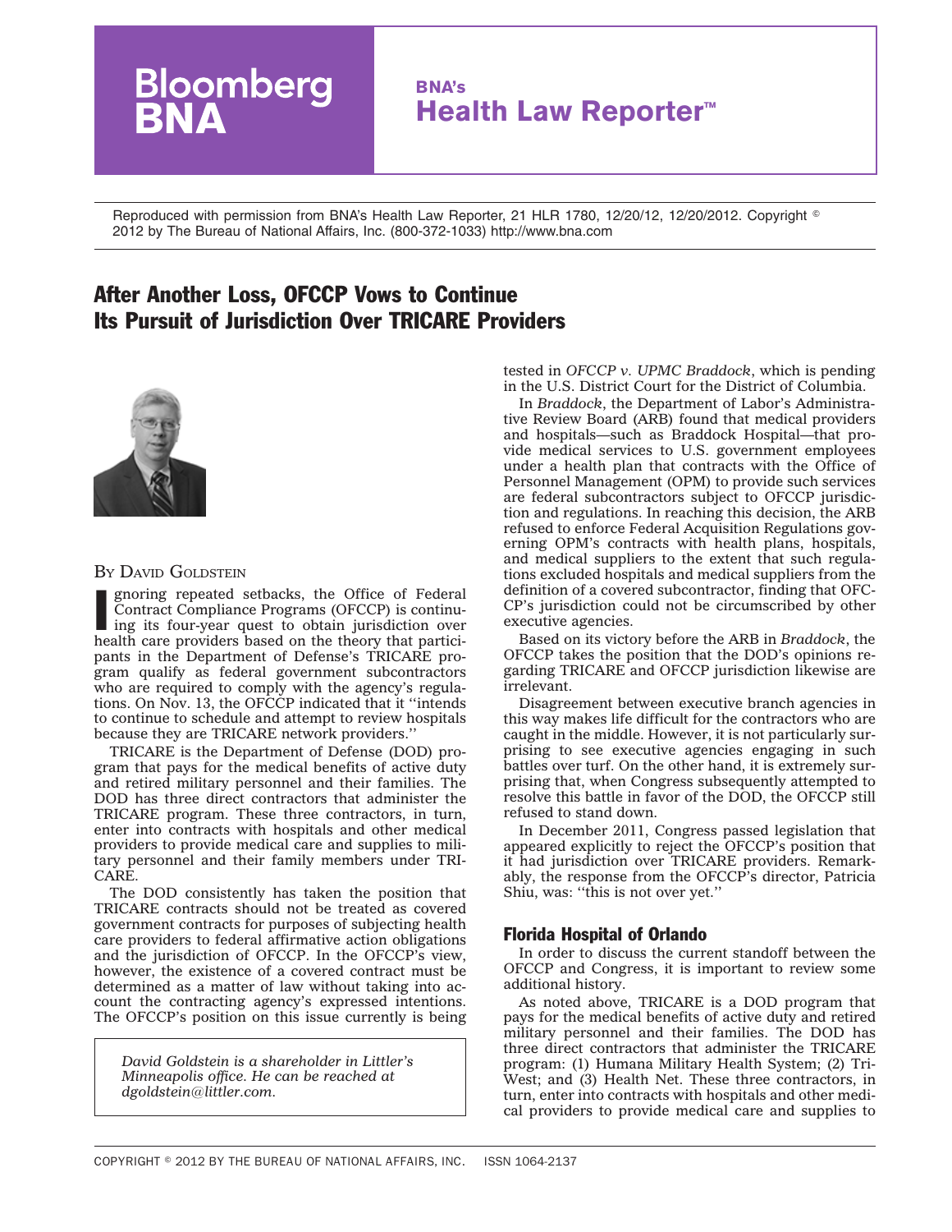Reproduced with permission from BNA's Health Law Reporter, 21 HLR 1780, 12/20/12, 12/20/2012. Copyright © 2012 by The Bureau of National Affairs, Inc. (800-372-1033) http://www.bna.com

# After Another Loss, OFCCP Vows to Continue Its Pursuit of Jurisdiction Over TRICARE Providers

BY DAVID GOLDSTEIN

Ignoring repeated setbacks, the Office of Federal Contract Compliance Programs (OFCCP) is continuing its four-year quest to obtain jurisdiction over health care providers based on the theory that participants in the Department of Defense's TRICARE program qualify as federal government subcontractors who are required to comply with the agency's regulations. On Nov. 13, the OFCCP indicated that it ''intends to continue to schedule and attempt to review hospitals because they are TRICARE network providers.''

TRICARE is the Department of Defense (DOD) program that pays for the medical benefits of active duty and retired military personnel and their families. The DOD has three direct contractors that administer the TRICARE program. These three contractors, in turn, enter into contracts with hospitals and other medical providers to provide medical care and supplies to military personnel and their family members under TRICARE.

The DOD consistently has taken the position that TRICARE contracts should not be treated as covered government contracts for purposes of subjecting health care providers to federal affirmative action obligations and the jurisdiction of OFCCP. In the OFCCP's view, however, the existence of a covered contract must be determined as a matter of law without taking into account the contracting agency's expressed intentions. The OFCCP's position on this issue currently is being tested in *OFCCP v. UPMC Braddock*, which is pending in the U.S. District Court for the District of Columbia.

*David Goldstein is a shareholder in Littler's Minneapolis office. He can be reached at dgoldstein@littler.com.*

In *Braddock*, the Department of Labor's Administrative Review Board (ARB) found that medical providers and hospitals—such as Braddock Hospital—that provide medical services to U.S. government employees under a health plan that contracts with the Office of Personnel Management (OPM) to provide such services are federal subcontractors subject to OFCCP jurisdiction and regulations. In reaching this decision, the ARB refused to enforce Federal Acquisition Regulations governing OPM's contracts with health plans, hospitals, and medical suppliers to the extent that such regulations excluded hospitals and medical suppliers from the definition of a covered subcontractor, finding that OFCCP's jurisdiction could not be circumscribed by other executive agencies.

Based on its victory before the ARB in *Braddock*, the OFCCP takes the position that the DOD's opinions regarding TRICARE and OFCCP jurisdiction likewise are irrelevant.

Disagreement between executive branch agencies in this way makes life difficult for the contractors who are caught in the middle. However, it is not particularly surprising to see executive agencies engaging in such battles over turf. On the other hand, it is extremely surprising that, when Congress subsequently attempted to resolve this battle in favor of the DOD, the OFCCP still refused to stand down.

In December 2011, Congress passed legislation that appeared explicitly to reject the OFCCP's position that it had jurisdiction over TRICARE providers. Remarkably, the response from the OFCCP's director, Patricia Shiu, was: ''this is not over yet.''

## Florida Hospital of Orlando

In order to discuss the current standoff between the OFCCP and Congress, it is important to review some additional history.

As noted above, TRICARE is a DOD program that pays for the medical benefits of active duty and retired military personnel and their families. The DOD has three direct contractors that administer the TRICARE program: (1) Humana Military Health System; (2) TriWest; and (3) Health Net. These three contractors, in turn, enter into contracts with hospitals and other medical providers to provide medical care and supplies to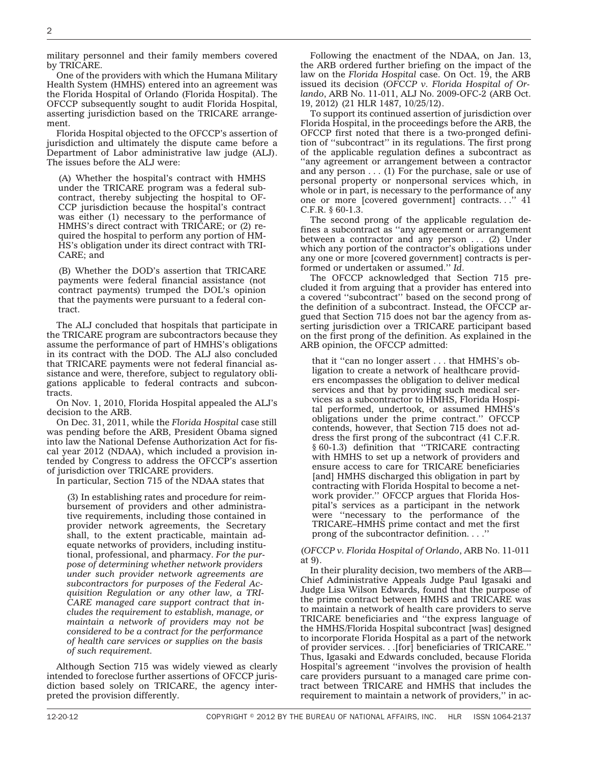military personnel and their family members covered by TRICARE.

One of the providers with which the Humana Military Health System (HMHS) entered into an agreement was the Florida Hospital of Orlando (Florida Hospital). The OFCCP subsequently sought to audit Florida Hospital, asserting jurisdiction based on the TRICARE arrangement.

Florida Hospital objected to the OFCCP's assertion of jurisdiction and ultimately the dispute came before a Department of Labor administrative law judge (ALJ). The issues before the ALJ were:

> (A) Whether the hospital's contract with HMHS under the TRICARE program was a federal subcontract, thereby subjecting the hospital to OFCCP jurisdiction because the hospital's contract was either (1) necessary to the performance of HMHS's direct contract with TRICARE; or (2) required the hospital to perform any portion of HMHS's obligation under its direct contract with TRICARE; and
>
> (B) Whether the DOD's assertion that TRICARE payments were federal financial assistance (not contract payments) trumped the DOL's opinion that the payments were pursuant to a federal contract.

The ALJ concluded that hospitals that participate in the TRICARE program are subcontractors because they assume the performance of part of HMHS's obligations in its contract with the DOD. The ALJ also concluded that TRICARE payments were not federal financial assistance and were, therefore, subject to regulatory obligations applicable to federal contracts and subcontracts.

On Nov. 1, 2010, Florida Hospital appealed the ALJ's decision to the ARB.

On Dec. 31, 2011, while the *Florida Hospital* case still was pending before the ARB, President Obama signed into law the National Defense Authorization Act for fiscal year 2012 (NDAA), which included a provision intended by Congress to address the OFCCP's assertion of jurisdiction over TRICARE providers.

In particular, Section 715 of the NDAA states that

> (3) In establishing rates and procedure for reimbursement of providers and other administrative requirements, including those contained in provider network agreements, the Secretary shall, to the extent practicable, maintain adequate networks of providers, including institutional, professional, and pharmacy. *For the purpose of determining whether network providers under such provider network agreements are subcontractors for purposes of the Federal Acquisition Regulation or any other law, a TRICARE managed care support contract that includes the requirement to establish, manage, or maintain a network of providers may not be considered to be a contract for the performance of health care services or supplies on the basis of such requirement.*

Although Section 715 was widely viewed as clearly intended to foreclose further assertions of OFCCP jurisdiction based solely on TRICARE, the agency interpreted the provision differently.

Following the enactment of the NDAA, on Jan. 13, the ARB ordered further briefing on the impact of the law on the *Florida Hospital* case. On Oct. 19, the ARB issued its decision (*OFCCP v. Florida Hospital of Orlando*, ARB No. 11-011, ALJ No. 2009-OFC-2 (ARB Oct. 19, 2012) (21 HLR 1487, 10/25/12).

To support its continued assertion of jurisdiction over Florida Hospital, in the proceedings before the ARB, the OFCCP first noted that there is a two-pronged definition of ''subcontract'' in its regulations. The first prong of the applicable regulation defines a subcontract as ''any agreement or arrangement between a contractor and any person . . . (1) For the purchase, sale or use of personal property or nonpersonal services which, in whole or in part, is necessary to the performance of any one or more [covered government] contracts. . .'' 41 C.F.R. § 60-1.3.

The second prong of the applicable regulation defines a subcontract as ''any agreement or arrangement between a contractor and any person . . . (2) Under which any portion of the contractor's obligations under any one or more [covered government] contracts is performed or undertaken or assumed.'' *Id.*

The OFCCP acknowledged that Section 715 precluded it from arguing that a provider has entered into a covered ''subcontract'' based on the second prong of the definition of a subcontract. Instead, the OFCCP argued that Section 715 does not bar the agency from asserting jurisdiction over a TRICARE participant based on the first prong of the definition. As explained in the ARB opinion, the OFCCP admitted:

> that it ''can no longer assert . . . that HMHS's obligation to create a network of healthcare providers encompasses the obligation to deliver medical services and that by providing such medical services as a subcontractor to HMHS, Florida Hospital performed, undertook, or assumed HMHS's obligations under the prime contract.'' OFCCP contends, however, that Section 715 does not address the first prong of the subcontract (41 C.F.R. § 60-1.3) definition that ''TRICARE contracting with HMHS to set up a network of providers and ensure access to care for TRICARE beneficiaries [and] HMHS discharged this obligation in part by contracting with Florida Hospital to become a network provider.'' OFCCP argues that Florida Hospital's services as a participant in the network were ''necessary to the performance of the TRICARE–HMHS prime contact and met the first prong of the subcontractor definition. . . .''

(*OFCCP v. Florida Hospital of Orlando*, ARB No. 11-011 at 9).

In their plurality decision, two members of the ARB—Chief Administrative Appeals Judge Paul Igasaki and Judge Lisa Wilson Edwards, found that the purpose of the prime contract between HMHS and TRICARE was to maintain a network of health care providers to serve TRICARE beneficiaries and ''the express language of the HMHS/Florida Hospital subcontract [was] designed to incorporate Florida Hospital as a part of the network of provider services. . .[for] beneficiaries of TRICARE.'' Thus, Igasaki and Edwards concluded, because Florida Hospital's agreement ''involves the provision of health care providers pursuant to a managed care prime contract between TRICARE and HMHS that includes the requirement to maintain a network of providers,'' in ac-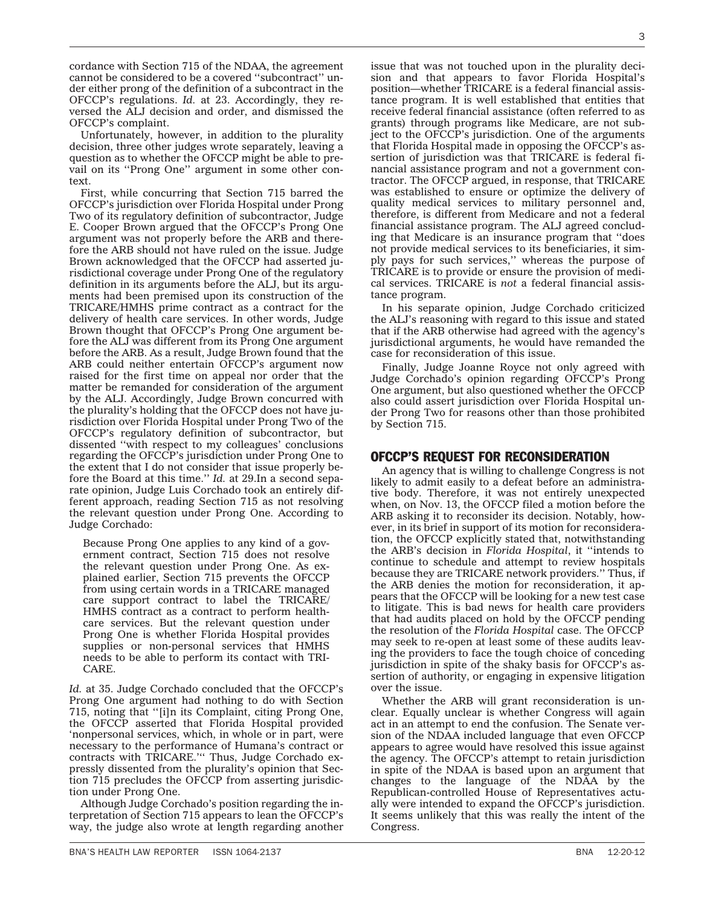cordance with Section 715 of the NDAA, the agreement cannot be considered to be a covered ''subcontract'' under either prong of the definition of a subcontract in the OFCCP's regulations. *Id.* at 23. Accordingly, they reversed the ALJ decision and order, and dismissed the OFCCP's complaint.

Unfortunately, however, in addition to the plurality decision, three other judges wrote separately, leaving a question as to whether the OFCCP might be able to prevail on its ''Prong One'' argument in some other context.

First, while concurring that Section 715 barred the OFCCP's jurisdiction over Florida Hospital under Prong Two of its regulatory definition of subcontractor, Judge E. Cooper Brown argued that the OFCCP's Prong One argument was not properly before the ARB and therefore the ARB should not have ruled on the issue. Judge Brown acknowledged that the OFCCP had asserted jurisdictional coverage under Prong One of the regulatory definition in its arguments before the ALJ, but its arguments had been premised upon its construction of the TRICARE/HMHS prime contract as a contract for the delivery of health care services. In other words, Judge Brown thought that OFCCP's Prong One argument before the ALJ was different from its Prong One argument before the ARB. As a result, Judge Brown found that the ARB could neither entertain OFCCP's argument now raised for the first time on appeal nor order that the matter be remanded for consideration of the argument by the ALJ. Accordingly, Judge Brown concurred with the plurality's holding that the OFCCP does not have jurisdiction over Florida Hospital under Prong Two of the OFCCP's regulatory definition of subcontractor, but dissented ''with respect to my colleagues' conclusions regarding the OFCCP's jurisdiction under Prong One to the extent that I do not consider that issue properly before the Board at this time.'' *Id.* at 29.In a second separate opinion, Judge Luis Corchado took an entirely different approach, reading Section 715 as not resolving the relevant question under Prong One. According to Judge Corchado:

> Because Prong One applies to any kind of a government contract, Section 715 does not resolve the relevant question under Prong One. As explained earlier, Section 715 prevents the OFCCP from using certain words in a TRICARE managed care support contract to label the TRICARE/HMHS contract as a contract to perform healthcare services. But the relevant question under Prong One is whether Florida Hospital provides supplies or non-personal services that HMHS needs to be able to perform its contact with TRICARE.

*Id.* at 35. Judge Corchado concluded that the OFCCP's Prong One argument had nothing to do with Section 715, noting that ''[i]n its Complaint, citing Prong One, the OFCCP asserted that Florida Hospital provided 'nonpersonal services, which, in whole or in part, were necessary to the performance of Humana's contract or contracts with TRICARE.''' Thus, Judge Corchado expressly dissented from the plurality's opinion that Section 715 precludes the OFCCP from asserting jurisdiction under Prong One.

Although Judge Corchado's position regarding the interpretation of Section 715 appears to lean the OFCCP's way, the judge also wrote at length regarding another issue that was not touched upon in the plurality decision and that appears to favor Florida Hospital's position—whether TRICARE is a federal financial assistance program. It is well established that entities that receive federal financial assistance (often referred to as grants) through programs like Medicare, are not subject to the OFCCP's jurisdiction. One of the arguments that Florida Hospital made in opposing the OFCCP's assertion of jurisdiction was that TRICARE is federal financial assistance program and not a government contractor. The OFCCP argued, in response, that TRICARE was established to ensure or optimize the delivery of quality medical services to military personnel and, therefore, is different from Medicare and not a federal financial assistance program. The ALJ agreed concluding that Medicare is an insurance program that ''does not provide medical services to its beneficiaries, it simply pays for such services,'' whereas the purpose of TRICARE is to provide or ensure the provision of medical services. TRICARE is *not* a federal financial assistance program.

In his separate opinion, Judge Corchado criticized the ALJ's reasoning with regard to this issue and stated that if the ARB otherwise had agreed with the agency's jurisdictional arguments, he would have remanded the case for reconsideration of this issue.

Finally, Judge Joanne Royce not only agreed with Judge Corchado's opinion regarding OFCCP's Prong One argument, but also questioned whether the OFCCP also could assert jurisdiction over Florida Hospital under Prong Two for reasons other than those prohibited by Section 715.

## OFCCP'S REQUEST FOR RECONSIDERATION

An agency that is willing to challenge Congress is not likely to admit easily to a defeat before an administrative body. Therefore, it was not entirely unexpected when, on Nov. 13, the OFCCP filed a motion before the ARB asking it to reconsider its decision. Notably, however, in its brief in support of its motion for reconsideration, the OFCCP explicitly stated that, notwithstanding the ARB's decision in *Florida Hospital*, it ''intends to continue to schedule and attempt to review hospitals because they are TRICARE network providers.'' Thus, if the ARB denies the motion for reconsideration, it appears that the OFCCP will be looking for a new test case to litigate. This is bad news for health care providers that had audits placed on hold by the OFCCP pending the resolution of the *Florida Hospital* case. The OFCCP may seek to re-open at least some of these audits leaving the providers to face the tough choice of conceding jurisdiction in spite of the shaky basis for OFCCP's assertion of authority, or engaging in expensive litigation over the issue.

Whether the ARB will grant reconsideration is unclear. Equally unclear is whether Congress will again act in an attempt to end the confusion. The Senate version of the NDAA included language that even OFCCP appears to agree would have resolved this issue against the agency. The OFCCP's attempt to retain jurisdiction in spite of the NDAA is based upon an argument that changes to the language of the NDAA by the Republican-controlled House of Representatives actually were intended to expand the OFCCP's jurisdiction. It seems unlikely that this was really the intent of the Congress.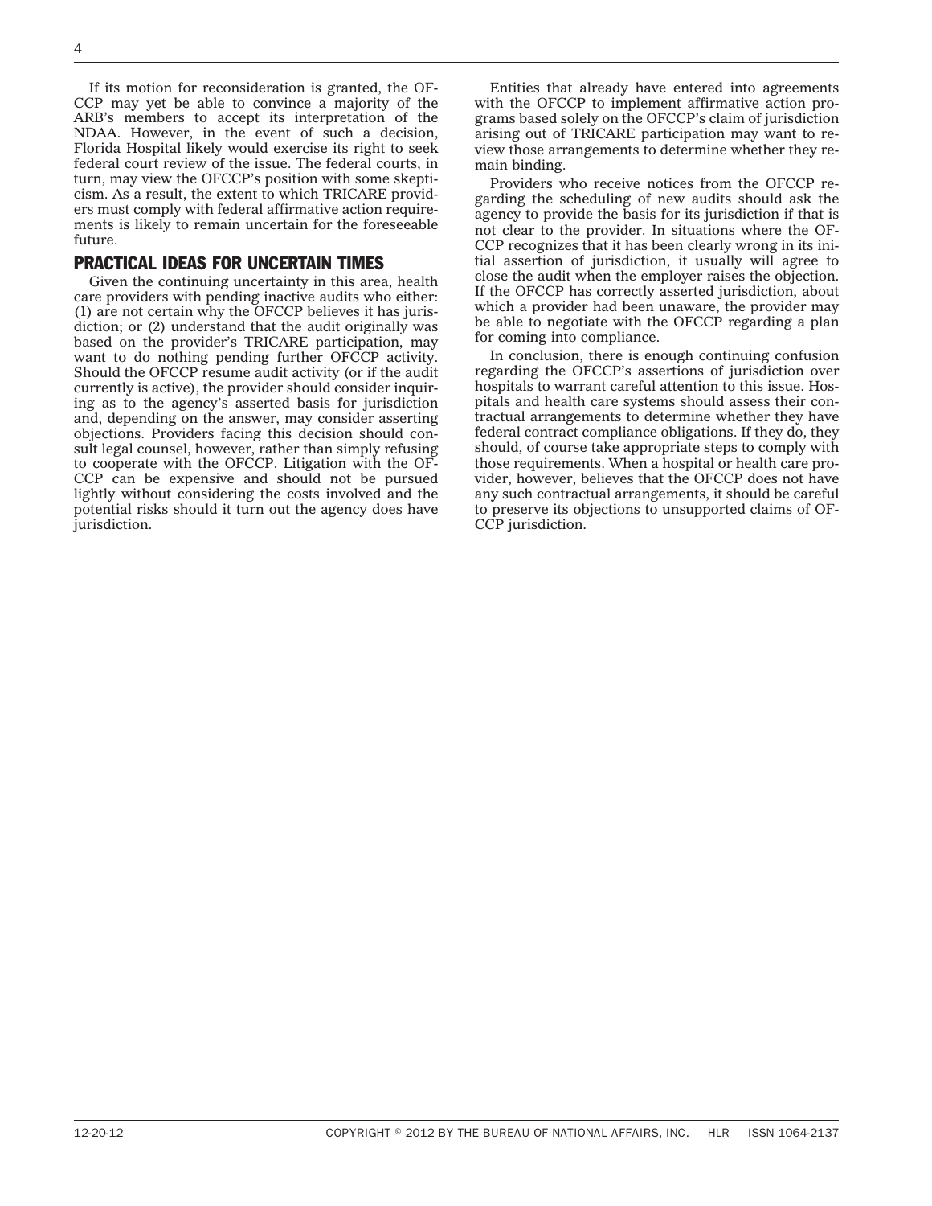If its motion for reconsideration is granted, the OFCCP may yet be able to convince a majority of the ARB's members to accept its interpretation of the NDAA. However, in the event of such a decision, Florida Hospital likely would exercise its right to seek federal court review of the issue. The federal courts, in turn, may view the OFCCP's position with some skepticism. As a result, the extent to which TRICARE providers must comply with federal affirmative action requirements is likely to remain uncertain for the foreseeable future.

## PRACTICAL IDEAS FOR UNCERTAIN TIMES

Given the continuing uncertainty in this area, health care providers with pending inactive audits who either: (1) are not certain why the OFCCP believes it has jurisdiction; or (2) understand that the audit originally was based on the provider's TRICARE participation, may want to do nothing pending further OFCCP activity. Should the OFCCP resume audit activity (or if the audit currently is active), the provider should consider inquiring as to the agency's asserted basis for jurisdiction and, depending on the answer, may consider asserting objections. Providers facing this decision should consult legal counsel, however, rather than simply refusing to cooperate with the OFCCP. Litigation with the OFCCP can be expensive and should not be pursued lightly without considering the costs involved and the potential risks should it turn out the agency does have jurisdiction.

Entities that already have entered into agreements with the OFCCP to implement affirmative action programs based solely on the OFCCP's claim of jurisdiction arising out of TRICARE participation may want to review those arrangements to determine whether they remain binding.

Providers who receive notices from the OFCCP regarding the scheduling of new audits should ask the agency to provide the basis for its jurisdiction if that is not clear to the provider. In situations where the OFCCP recognizes that it has been clearly wrong in its initial assertion of jurisdiction, it usually will agree to close the audit when the employer raises the objection. If the OFCCP has correctly asserted jurisdiction, about which a provider had been unaware, the provider may be able to negotiate with the OFCCP regarding a plan for coming into compliance.

In conclusion, there is enough continuing confusion regarding the OFCCP's assertions of jurisdiction over hospitals to warrant careful attention to this issue. Hospitals and health care systems should assess their contractual arrangements to determine whether they have federal contract compliance obligations. If they do, they should, of course take appropriate steps to comply with those requirements. When a hospital or health care provider, however, believes that the OFCCP does not have any such contractual arrangements, it should be careful to preserve its objections to unsupported claims of OFCCP jurisdiction.